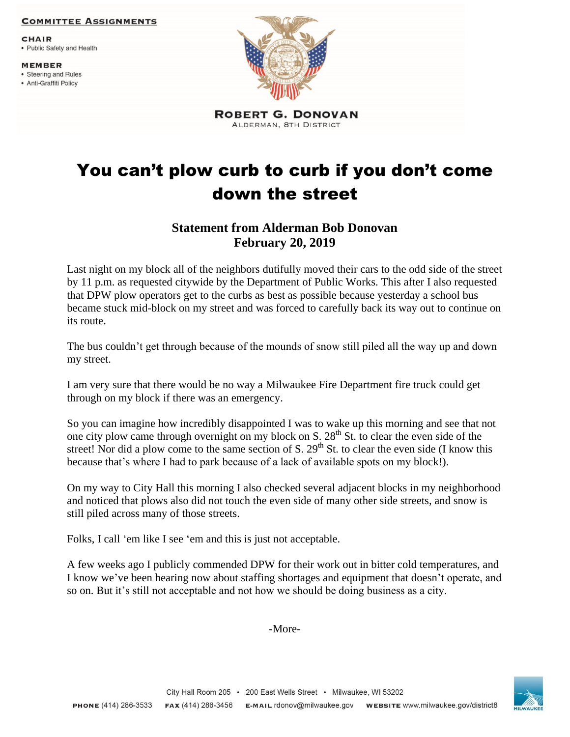**COMMITTEE ASSIGNMENTS**

**CHAIR**
- Public Safety and Health

**MEMBER**
- Steering and Rules
- Anti-Graffiti Policy

**ROBERT G. DONOVAN**
ALDERMAN, 8TH DISTRICT

# You can't plow curb to curb if you don't come down the street

### Statement from Alderman Bob Donovan
### February 20, 2019

Last night on my block all of the neighbors dutifully moved their cars to the odd side of the street by 11 p.m. as requested citywide by the Department of Public Works. This after I also requested that DPW plow operators get to the curbs as best as possible because yesterday a school bus became stuck mid-block on my street and was forced to carefully back its way out to continue on its route.

The bus couldn't get through because of the mounds of snow still piled all the way up and down my street.

I am very sure that there would be no way a Milwaukee Fire Department fire truck could get through on my block if there was an emergency.

So you can imagine how incredibly disappointed I was to wake up this morning and see that not one city plow came through overnight on my block on S. 28th St. to clear the even side of the street! Nor did a plow come to the same section of S. 29th St. to clear the even side (I know this because that's where I had to park because of a lack of available spots on my block!).

On my way to City Hall this morning I also checked several adjacent blocks in my neighborhood and noticed that plows also did not touch the even side of many other side streets, and snow is still piled across many of those streets.

Folks, I call 'em like I see 'em and this is just not acceptable.

A few weeks ago I publicly commended DPW for their work out in bitter cold temperatures, and I know we've been hearing now about staffing shortages and equipment that doesn't operate, and so on. But it's still not acceptable and not how we should be doing business as a city.

-More-

City Hall Room 205 • 200 East Wells Street • Milwaukee, WI 53202
**PHONE** (414) 286-3533 **FAX** (414) 286-3456 **E-MAIL** rdonov@milwaukee.gov **WEBSITE** www.milwaukee.gov/district8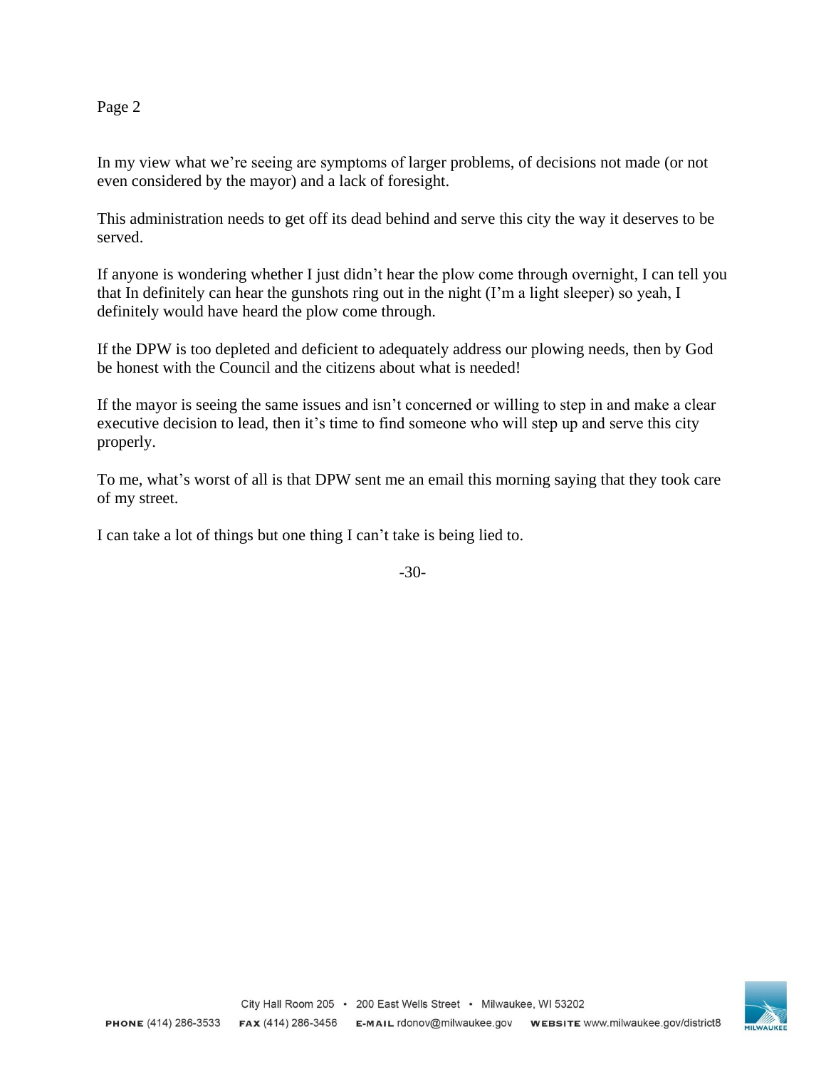In my view what we're seeing are symptoms of larger problems, of decisions not made (or not even considered by the mayor) and a lack of foresight.

This administration needs to get off its dead behind and serve this city the way it deserves to be served.

If anyone is wondering whether I just didn't hear the plow come through overnight, I can tell you that In definitely can hear the gunshots ring out in the night (I'm a light sleeper) so yeah, I definitely would have heard the plow come through.

If the DPW is too depleted and deficient to adequately address our plowing needs, then by God be honest with the Council and the citizens about what is needed!

If the mayor is seeing the same issues and isn't concerned or willing to step in and make a clear executive decision to lead, then it's time to find someone who will step up and serve this city properly.

To me, what's worst of all is that DPW sent me an email this morning saying that they took care of my street.

I can take a lot of things but one thing I can't take is being lied to.

-30-